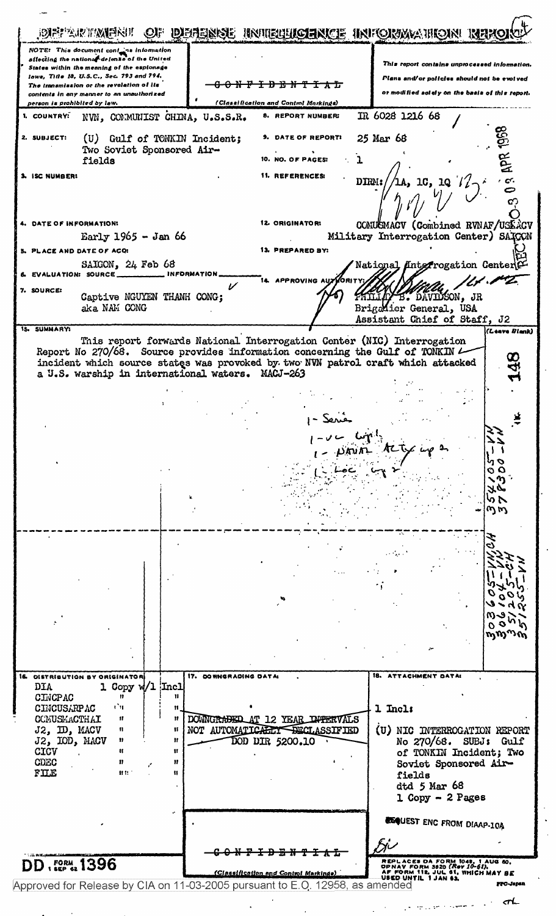# DEPARTMENT OF DEFENSE INTELLIGENCE INFORMATION REPORT

NOTE: This document contains information affecting the national defense of the United States within the meaning of the espionage laws, Title 18, U.S.C., Sec. 793 and 794. The transmission or the revelation of its contents in any manner to an unauthorized person is prohibited by law.

CONFIDENTIAL

(Classification and Control Markings)

This report contains unprocessed information. Plans and/or policies should not be evolved or modified solely on the basis of this report.

| | |
|---|---|
| 1. COUNTRY: | NVN, COMMUNIST CHINA, U.S.S.R. |
| 2. SUBJECT: | (U) Gulf of TONKIN Incident; Two Soviet Sponsored Airfields |
| 3. ISC NUMBER: | |
| 4. DATE OF INFORMATION: | Early 1965 - Jan 66 |
| 5. PLACE AND DATE OF ACQ: | SAIGON, 24 Feb 68 |
| 6. EVALUATION: SOURCE ___ INFORMATION ___ | |
| 7. SOURCE: | Captive NGUYEN THANH CONG; aka NAM CONG |
| 8. REPORT NUMBER: | IR 6028 1216 68 |
| 9. DATE OF REPORT: | 25 Mar 68 |
| 10. NO. OF PAGES: | 1 |
| 11. REFERENCES: | DIRM: 1A, 1C, 1Q |
| 12. ORIGINATOR: | COMUSMACV (Combined RVNAF/USMACV Military Interrogation Center) SAIGON |
| 13. PREPARED BY: | National Interrogation Center |
| 14. APPROVING AUTHORITY: | PHILLIP B. DAVIDSON, JR Brigadier General, USA Assistant Chief of Staff, J2 |

REC'D 03 APR 1968

15. SUMMARY:

This report forwards National Interrogation Center (NIC) Interrogation Report No 270/68. Source provides information concerning the Gulf of TONKIN incident which source states was provoked by two NVN patrol craft which attacked a U.S. warship in international waters. MACJ-263

1 - Serie
1 - VC Cy 1
1 - Naval Acty Cy 2
1 - Loc Cy 2

148

35 75 41/ 00 - VN
37 83 00 / 03 - VN

30 51 / 01 - VN, CH
30 51 / 04 - VN
30 51 / 05 - CH
30 51 / 25 - VN

| 16. DISTRIBUTION BY ORIGINATOR | | |
|---|---|---|
| DIA | 1 Copy w/1 Incl | |
| CINCPAC | " | " |
| CINCUSARPAC | " | " |
| COMUSMACTHAI | " | " |
| J2, ID, MACV | " | " |
| J2, IOD, MACV | " | " |
| CICV | " | " |
| CDEC | " | " |
| FILE | " | " |

17. DOWNGRADING DATA: DOWNGRADED AT 12 YEAR INTERVALS NOT AUTOMATICALLY DECLASSIFIED DOD DIR 5200.10

18. ATTACHMENT DATA:

1 Incl:

(U) NIC INTERROGATION REPORT No 270/68. SUBJ: Gulf of TONKIN Incident; Two Soviet Sponsored Airfields dtd 5 Mar 68 1 Copy - 2 Pages

REQUEST ENC FROM DIAAP-10A

CONFIDENTIAL

(Classification and Control Markings)

DD FORM 1396, 1 SEP 62

REPLACES DA FORM 1048, 1 AUG 60, OPNAV FORM 3820 (Rev 10-61), AF FORM 112, JUL 61, WHICH MAY BE USED UNTIL 1 JAN 63.

Approved for Release by CIA on 11-03-2005 pursuant to E.O. 12958, as amended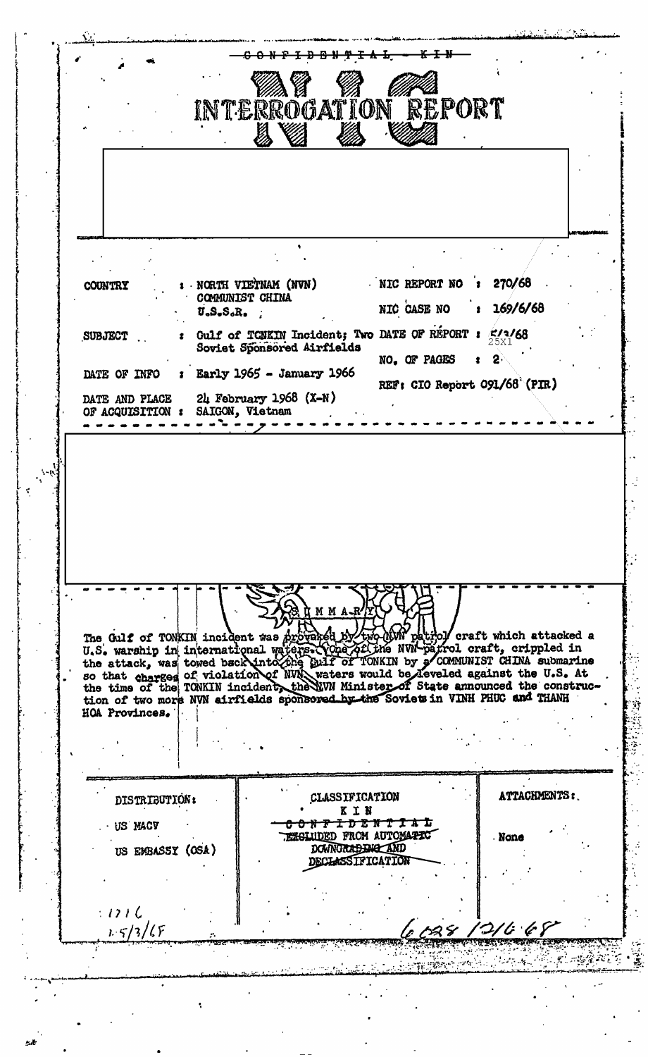~~CONFIDENTIAL~~ - KIN

# NIC INTERROGATION REPORT

| | | | |
|---|---|---|---|
| COUNTRY | : NORTH VIETNAM (NVN) COMMUNIST CHINA U.S.S.R. | NIC REPORT NO | : 270/68 |
| | | NIC CASE NO | : 169/6/68 |
| SUBJECT | : Gulf of TONKIN Incident; Two Soviet Sponsored Airfields | DATE OF REPORT | : 5/3/68 |
| | | NO. OF PAGES | : 2 |
| DATE OF INFO | : Early 1965 - January 1966 | REF: CIO Report 091/68 (PIR) | |
| DATE AND PLACE OF ACQUISITION | : 24 February 1968 (X-N) SAIGON, Vietnam | | |

25X1

## SUMMARY

The Gulf of TONKIN incident was provoked by two NVN patrol craft which attacked a U.S. warship in international waters. One of the NVN patrol craft, crippled in the attack, was towed back into the Gulf of TONKIN by a COMMUNIST CHINA submarine so that charges of violation of NVN waters would be leveled against the U.S. At the time of the TONKIN incident, the NVN Minister of State announced the construction of two more NVN airfields sponsored by the Soviets in VINH PHUC and THANH HOA Provinces.

| DISTRIBUTION: | CLASSIFICATION | ATTACHMENTS: |
|---|---|---|
| US MACV | KIN | None |
| US EMBASSY (OSA) | ~~CONFIDENTIAL~~ | |
| | ~~EXCLUDED FROM AUTOMATIC DOWNGRADING AND DECLASSIFICATION~~ | |

1716
5/3/68

6028 /216 68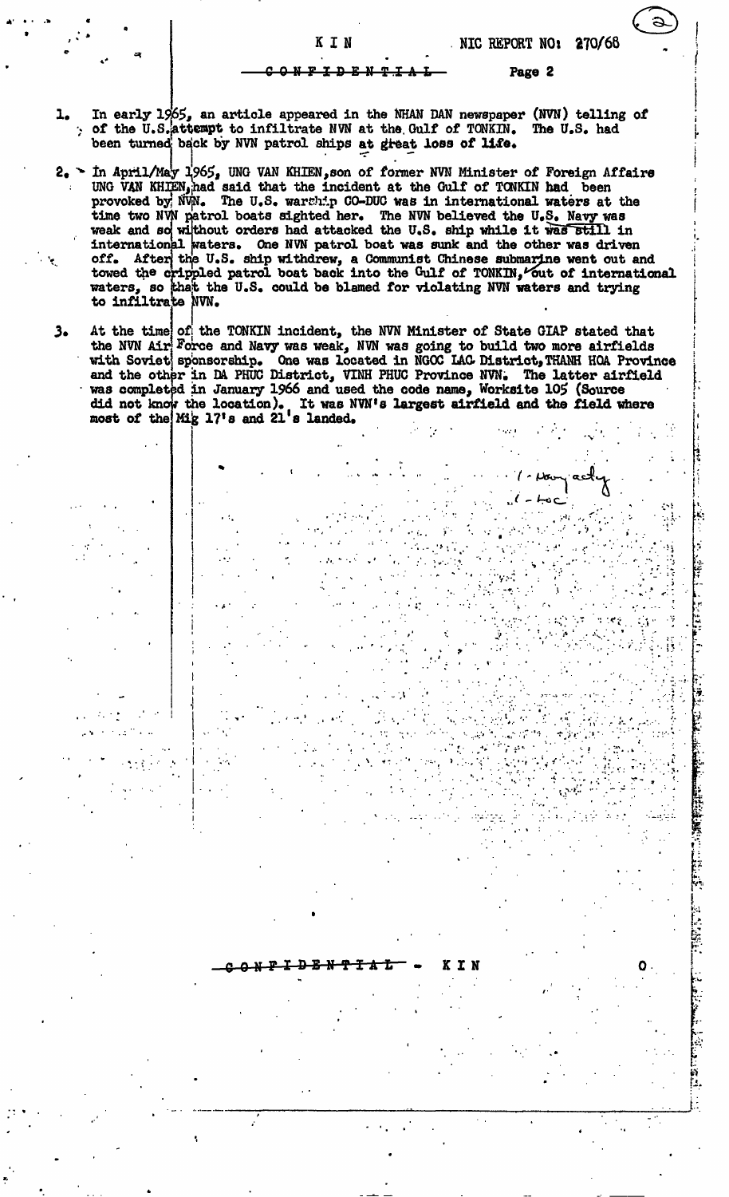1. In early 1965, an article appeared in the NHAN DAN newspaper (NVN) telling of of the U.S. attempt to infiltrate NVN at the Gulf of TONKIN. The U.S. had been turned back by NVN patrol ships at great loss of life.

2. In April/May 1965, UNG VAN KHIEN, son of former NVN Minister of Foreign Affairs UNG VAN KHIEN, had said that the incident at the Gulf of TONKIN had been provoked by NVN. The U.S. warship CO-DUC was in international waters at the time two NVN patrol boats sighted her. The NVN believed the U.S. Navy was weak and so without orders had attacked the U.S. ship while it was still in international waters. One NVN patrol boat was sunk and the other was driven off. After the U.S. ship withdrew, a Communist Chinese submarine went out and towed the crippled patrol boat back into the Gulf of TONKIN, out of international waters, so that the U.S. could be blamed for violating NVN waters and trying to infiltrate NVN.

3. At the time of the TONKIN incident, the NVN Minister of State GIAP stated that the NVN Air Force and Navy was weak, NVN was going to build two more airfields with Soviet sponsorship. One was located in NGOC LAC District, THANH HOA Province and the other in DA PHUC District, VINH PHUC Province NVN. The latter airfield was completed in January 1966 and used the code name, Worksite 105 (Source did not know the location). It was NVN's largest airfield and the field where most of the Mig 17's and 21's landed.

1-Navy acty
1-Loc